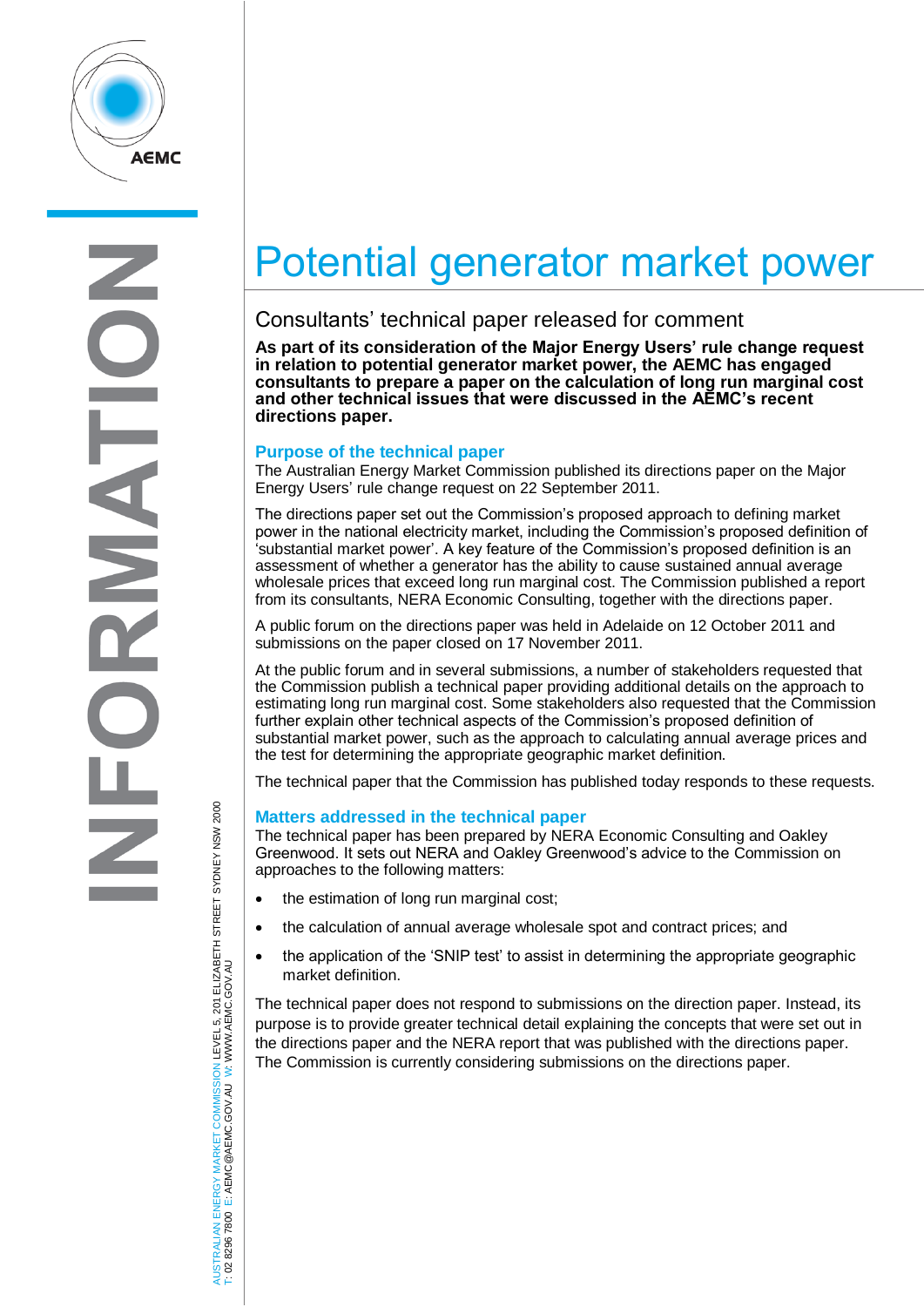# Potential generator market power

## Consultants' technical paper released for comment

**As part of its consideration of the Major Energy Users' rule change request in relation to potential generator market power, the AEMC has engaged consultants to prepare a paper on the calculation of long run marginal cost and other technical issues that were discussed in the AEMC's recent directions paper.**

### Purpose of the technical paper

The Australian Energy Market Commission published its directions paper on the Major Energy Users' rule change request on 22 September 2011.

The directions paper set out the Commission's proposed approach to defining market power in the national electricity market, including the Commission's proposed definition of 'substantial market power'. A key feature of the Commission's proposed definition is an assessment of whether a generator has the ability to cause sustained annual average wholesale prices that exceed long run marginal cost. The Commission published a report from its consultants, NERA Economic Consulting, together with the directions paper.

A public forum on the directions paper was held in Adelaide on 12 October 2011 and submissions on the paper closed on 17 November 2011.

At the public forum and in several submissions, a number of stakeholders requested that the Commission publish a technical paper providing additional details on the approach to estimating long run marginal cost. Some stakeholders also requested that the Commission further explain other technical aspects of the Commission's proposed definition of substantial market power, such as the approach to calculating annual average prices and the test for determining the appropriate geographic market definition.

The technical paper that the Commission has published today responds to these requests.

### Matters addressed in the technical paper

The technical paper has been prepared by NERA Economic Consulting and Oakley Greenwood. It sets out NERA and Oakley Greenwood's advice to the Commission on approaches to the following matters:

- the estimation of long run marginal cost;
- the calculation of annual average wholesale spot and contract prices; and
- the application of the 'SNIP test' to assist in determining the appropriate geographic market definition.

The technical paper does not respond to submissions on the direction paper. Instead, its purpose is to provide greater technical detail explaining the concepts that were set out in the directions paper and the NERA report that was published with the directions paper. The Commission is currently considering submissions on the directions paper.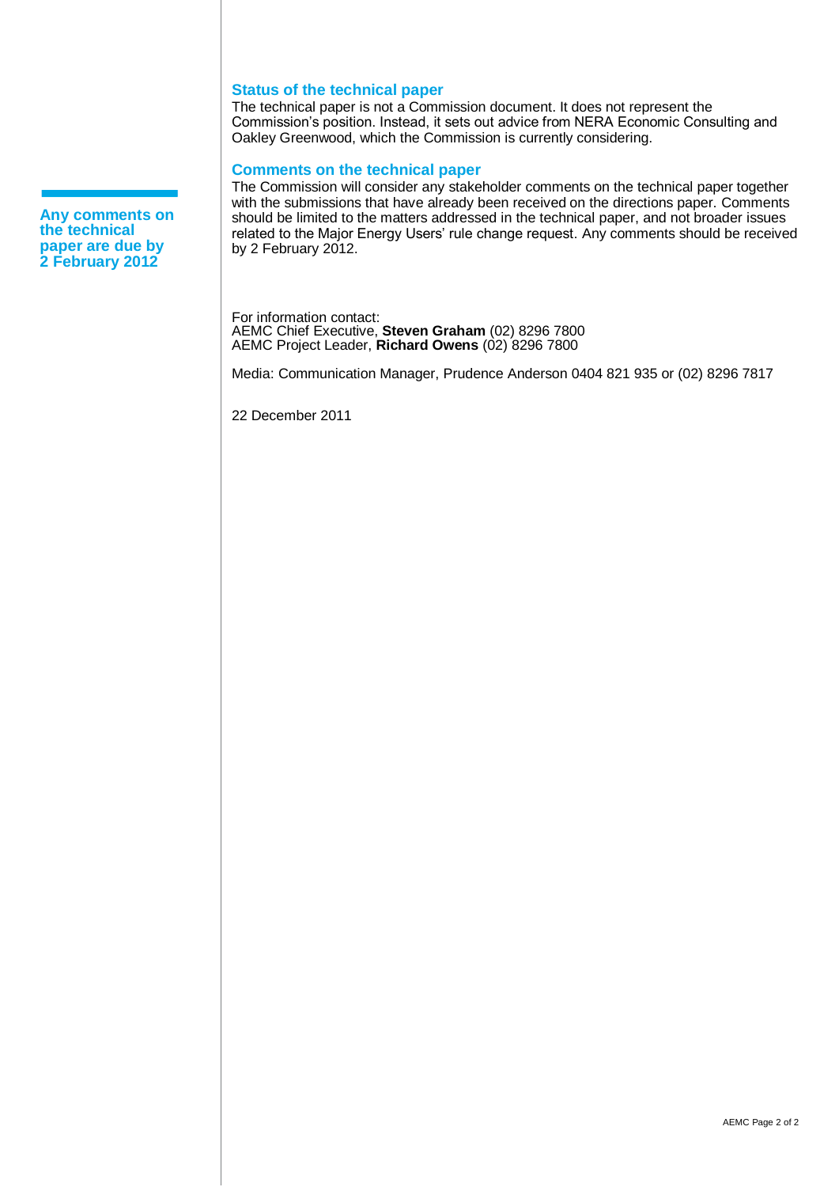**Any comments on the technical paper are due by 2 February 2012**

## Status of the technical paper

The technical paper is not a Commission document. It does not represent the Commission's position. Instead, it sets out advice from NERA Economic Consulting and Oakley Greenwood, which the Commission is currently considering.

## Comments on the technical paper

The Commission will consider any stakeholder comments on the technical paper together with the submissions that have already been received on the directions paper. Comments should be limited to the matters addressed in the technical paper, and not broader issues related to the Major Energy Users' rule change request. Any comments should be received by 2 February 2012.

For information contact:
AEMC Chief Executive, **Steven Graham** (02) 8296 7800
AEMC Project Leader, **Richard Owens** (02) 8296 7800

Media: Communication Manager, Prudence Anderson 0404 821 935 or (02) 8296 7817

22 December 2011